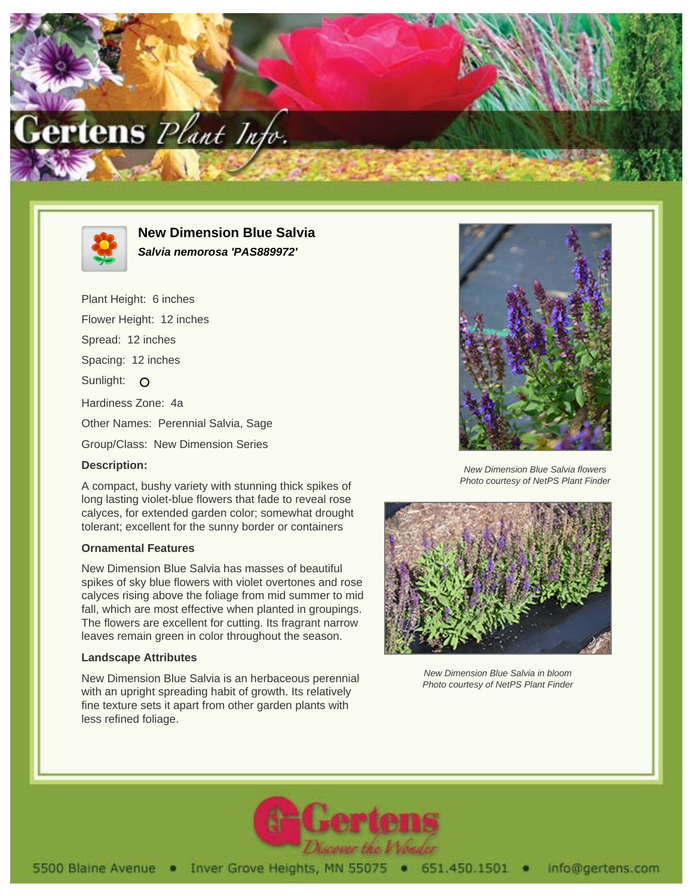# New Dimension Blue Salvia

***Salvia nemorosa 'PAS889972'***

Plant Height: 6 inches

Flower Height: 12 inches

Spread: 12 inches

Spacing: 12 inches

Sunlight: O

Hardiness Zone: 4a

Other Names: Perennial Salvia, Sage

Group/Class: New Dimension Series

### Description:

A compact, bushy variety with stunning thick spikes of long lasting violet-blue flowers that fade to reveal rose calyces, for extended garden color; somewhat drought tolerant; excellent for the sunny border or containers

### Ornamental Features

New Dimension Blue Salvia has masses of beautiful spikes of sky blue flowers with violet overtones and rose calyces rising above the foliage from mid summer to mid fall, which are most effective when planted in groupings. The flowers are excellent for cutting. Its fragrant narrow leaves remain green in color throughout the season.

### Landscape Attributes

New Dimension Blue Salvia is an herbaceous perennial with an upright spreading habit of growth. Its relatively fine texture sets it apart from other garden plants with less refined foliage.

*New Dimension Blue Salvia flowers*
*Photo courtesy of NetPS Plant Finder*

*New Dimension Blue Salvia in bloom*
*Photo courtesy of NetPS Plant Finder*

5500 Blaine Avenue • Inver Grove Heights, MN 55075 • 651.450.1501 • info@gertens.com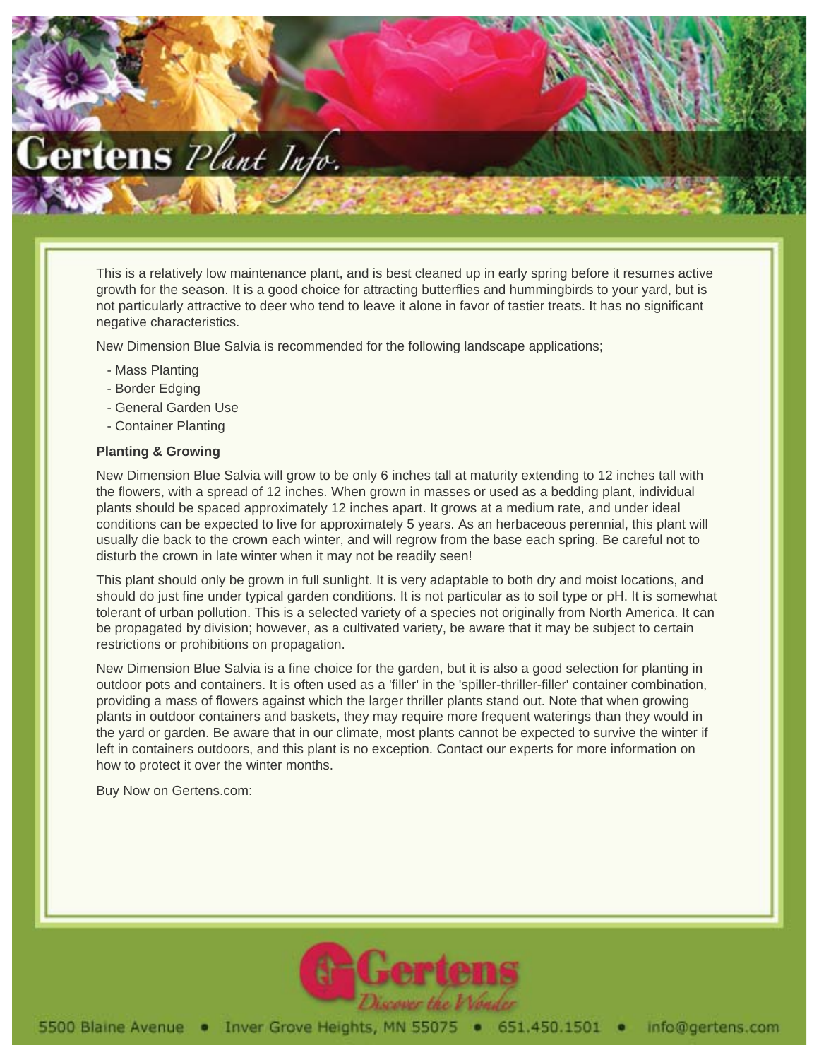This is a relatively low maintenance plant, and is best cleaned up in early spring before it resumes active growth for the season. It is a good choice for attracting butterflies and hummingbirds to your yard, but is not particularly attractive to deer who tend to leave it alone in favor of tastier treats. It has no significant negative characteristics.

New Dimension Blue Salvia is recommended for the following landscape applications;

- Mass Planting
- Border Edging
- General Garden Use
- Container Planting

**Planting & Growing**

New Dimension Blue Salvia will grow to be only 6 inches tall at maturity extending to 12 inches tall with the flowers, with a spread of 12 inches. When grown in masses or used as a bedding plant, individual plants should be spaced approximately 12 inches apart. It grows at a medium rate, and under ideal conditions can be expected to live for approximately 5 years. As an herbaceous perennial, this plant will usually die back to the crown each winter, and will regrow from the base each spring. Be careful not to disturb the crown in late winter when it may not be readily seen!

This plant should only be grown in full sunlight. It is very adaptable to both dry and moist locations, and should do just fine under typical garden conditions. It is not particular as to soil type or pH. It is somewhat tolerant of urban pollution. This is a selected variety of a species not originally from North America. It can be propagated by division; however, as a cultivated variety, be aware that it may be subject to certain restrictions or prohibitions on propagation.

New Dimension Blue Salvia is a fine choice for the garden, but it is also a good selection for planting in outdoor pots and containers. It is often used as a 'filler' in the 'spiller-thriller-filler' container combination, providing a mass of flowers against which the larger thriller plants stand out. Note that when growing plants in outdoor containers and baskets, they may require more frequent waterings than they would in the yard or garden. Be aware that in our climate, most plants cannot be expected to survive the winter if left in containers outdoors, and this plant is no exception. Contact our experts for more information on how to protect it over the winter months.

Buy Now on Gertens.com:

5500 Blaine Avenue • Inver Grove Heights, MN 55075 • 651.450.1501 • info@gertens.com